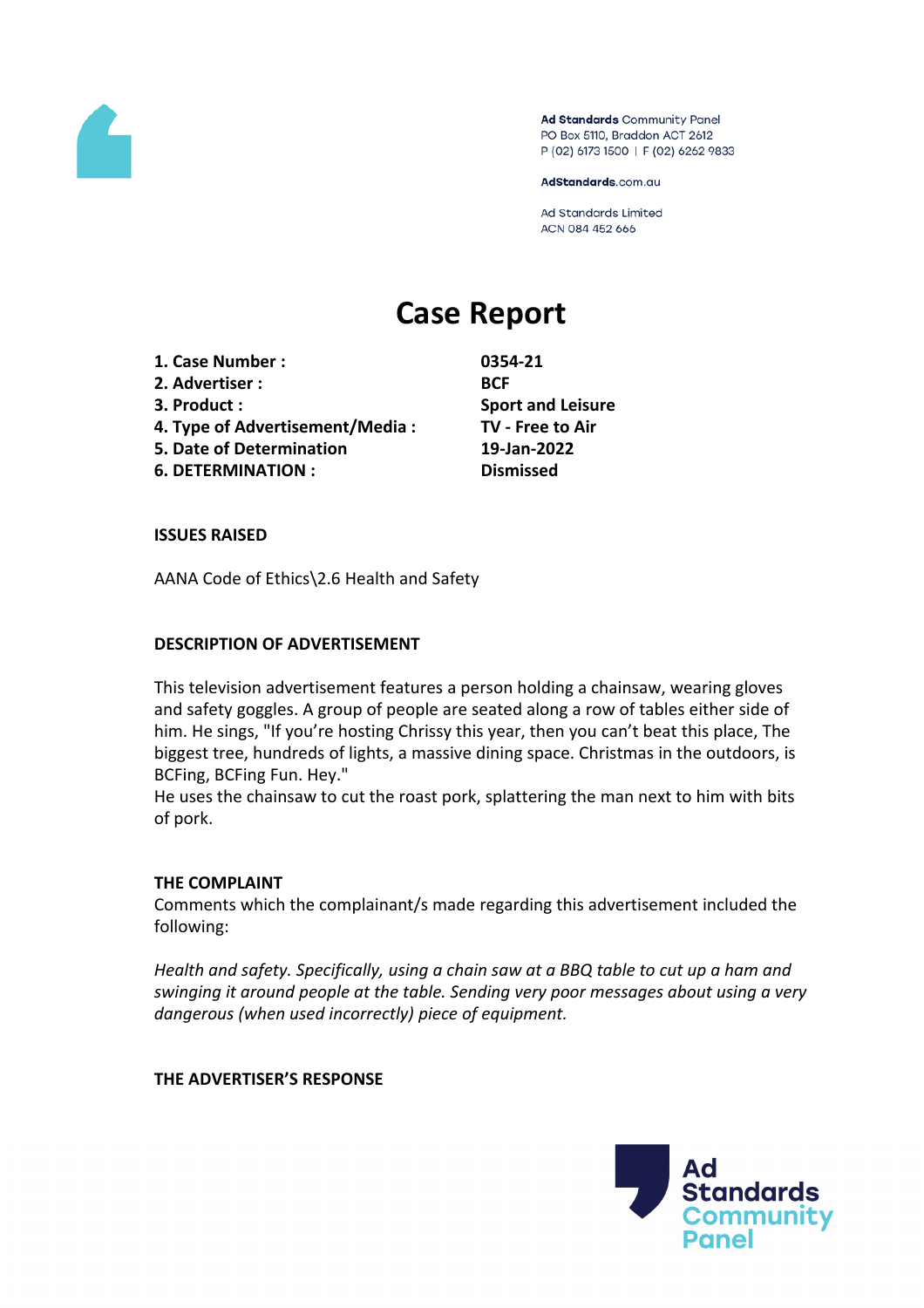Ad Standards Community Panel
PO Box 5110, Braddon ACT 2612
P (02) 6173 1500 | F (02) 6262 9833

AdStandards.com.au

Ad Standards Limited
ACN 084 452 666

# Case Report

| | |
|---|---|
| **1. Case Number :** | **0354-21** |
| **2. Advertiser :** | **BCF** |
| **3. Product :** | **Sport and Leisure** |
| **4. Type of Advertisement/Media :** | **TV - Free to Air** |
| **5. Date of Determination** | **19-Jan-2022** |
| **6. DETERMINATION :** | **Dismissed** |

**ISSUES RAISED**

AANA Code of Ethics\2.6 Health and Safety

**DESCRIPTION OF ADVERTISEMENT**

This television advertisement features a person holding a chainsaw, wearing gloves and safety goggles. A group of people are seated along a row of tables either side of him. He sings, "If you're hosting Chrissy this year, then you can't beat this place, The biggest tree, hundreds of lights, a massive dining space. Christmas in the outdoors, is BCFing, BCFing Fun. Hey."
He uses the chainsaw to cut the roast pork, splattering the man next to him with bits of pork.

**THE COMPLAINT**
Comments which the complainant/s made regarding this advertisement included the following:

*Health and safety. Specifically, using a chain saw at a BBQ table to cut up a ham and swinging it around people at the table. Sending very poor messages about using a very dangerous (when used incorrectly) piece of equipment.*

**THE ADVERTISER'S RESPONSE**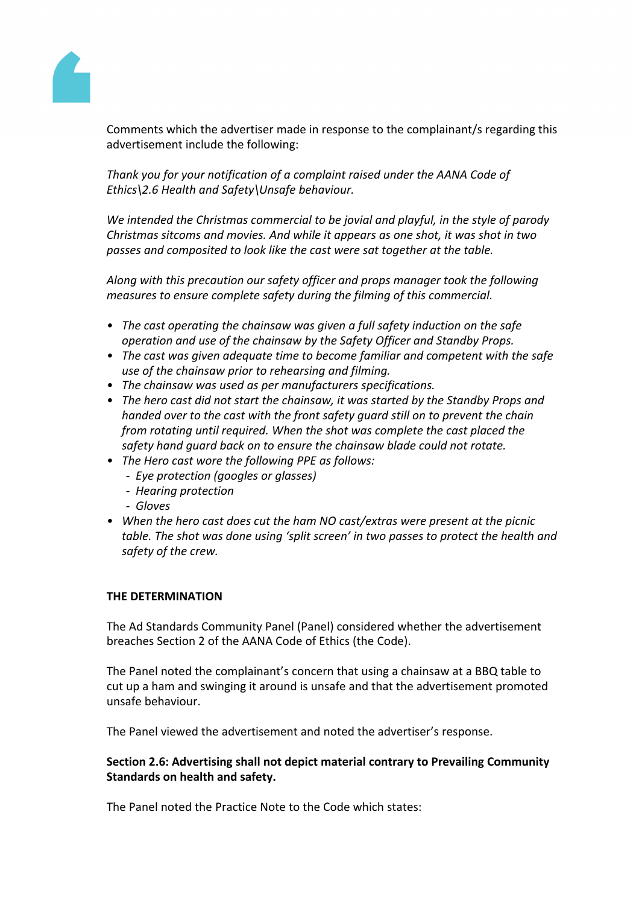Comments which the advertiser made in response to the complainant/s regarding this advertisement include the following:

*Thank you for your notification of a complaint raised under the AANA Code of Ethics\2.6 Health and Safety\Unsafe behaviour.*

*We intended the Christmas commercial to be jovial and playful, in the style of parody Christmas sitcoms and movies. And while it appears as one shot, it was shot in two passes and composited to look like the cast were sat together at the table.*

*Along with this precaution our safety officer and props manager took the following measures to ensure complete safety during the filming of this commercial.*

- *The cast operating the chainsaw was given a full safety induction on the safe operation and use of the chainsaw by the Safety Officer and Standby Props.*
- *The cast was given adequate time to become familiar and competent with the safe use of the chainsaw prior to rehearsing and filming.*
- *The chainsaw was used as per manufacturers specifications.*
- *The hero cast did not start the chainsaw, it was started by the Standby Props and handed over to the cast with the front safety guard still on to prevent the chain from rotating until required. When the shot was complete the cast placed the safety hand guard back on to ensure the chainsaw blade could not rotate.*
- *The Hero cast wore the following PPE as follows:*
  - *Eye protection (googles or glasses)*
  - *Hearing protection*
  - *Gloves*
- *When the hero cast does cut the ham NO cast/extras were present at the picnic table. The shot was done using 'split screen' in two passes to protect the health and safety of the crew.*

**THE DETERMINATION**

The Ad Standards Community Panel (Panel) considered whether the advertisement breaches Section 2 of the AANA Code of Ethics (the Code).

The Panel noted the complainant's concern that using a chainsaw at a BBQ table to cut up a ham and swinging it around is unsafe and that the advertisement promoted unsafe behaviour.

The Panel viewed the advertisement and noted the advertiser's response.

**Section 2.6: Advertising shall not depict material contrary to Prevailing Community Standards on health and safety.**

The Panel noted the Practice Note to the Code which states: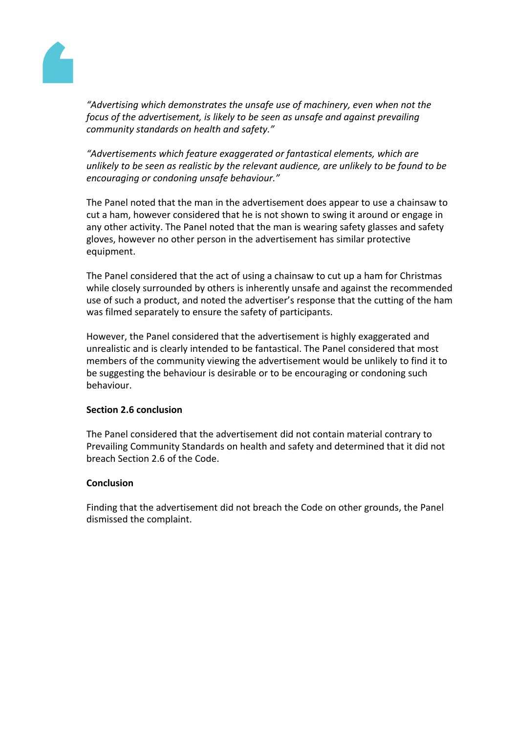*"Advertising which demonstrates the unsafe use of machinery, even when not the focus of the advertisement, is likely to be seen as unsafe and against prevailing community standards on health and safety."*

*"Advertisements which feature exaggerated or fantastical elements, which are unlikely to be seen as realistic by the relevant audience, are unlikely to be found to be encouraging or condoning unsafe behaviour."*

The Panel noted that the man in the advertisement does appear to use a chainsaw to cut a ham, however considered that he is not shown to swing it around or engage in any other activity. The Panel noted that the man is wearing safety glasses and safety gloves, however no other person in the advertisement has similar protective equipment.

The Panel considered that the act of using a chainsaw to cut up a ham for Christmas while closely surrounded by others is inherently unsafe and against the recommended use of such a product, and noted the advertiser's response that the cutting of the ham was filmed separately to ensure the safety of participants.

However, the Panel considered that the advertisement is highly exaggerated and unrealistic and is clearly intended to be fantastical. The Panel considered that most members of the community viewing the advertisement would be unlikely to find it to be suggesting the behaviour is desirable or to be encouraging or condoning such behaviour.

**Section 2.6 conclusion**

The Panel considered that the advertisement did not contain material contrary to Prevailing Community Standards on health and safety and determined that it did not breach Section 2.6 of the Code.

**Conclusion**

Finding that the advertisement did not breach the Code on other grounds, the Panel dismissed the complaint.